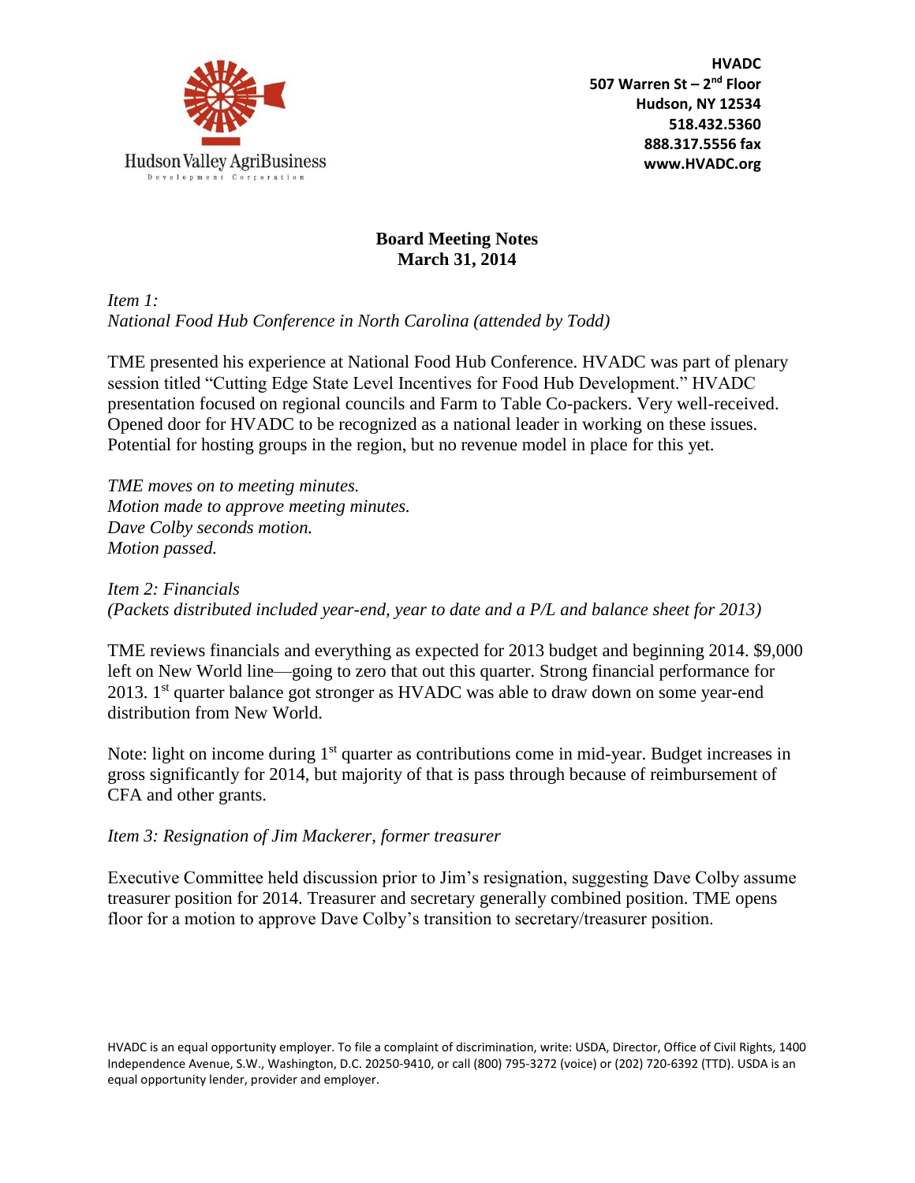Hudson Valley AgriBusiness
Development Corporation

**HVADC**
**507 Warren St – 2nd Floor**
**Hudson, NY 12534**
**518.432.5360**
**888.317.5556 fax**
**www.HVADC.org**

## Board Meeting Notes
## March 31, 2014

*Item 1:*
*National Food Hub Conference in North Carolina (attended by Todd)*

TME presented his experience at National Food Hub Conference. HVADC was part of plenary session titled "Cutting Edge State Level Incentives for Food Hub Development." HVADC presentation focused on regional councils and Farm to Table Co-packers. Very well-received. Opened door for HVADC to be recognized as a national leader in working on these issues. Potential for hosting groups in the region, but no revenue model in place for this yet.

*TME moves on to meeting minutes.*
*Motion made to approve meeting minutes.*
*Dave Colby seconds motion.*
*Motion passed.*

*Item 2: Financials*
*(Packets distributed included year-end, year to date and a P/L and balance sheet for 2013)*

TME reviews financials and everything as expected for 2013 budget and beginning 2014. $9,000 left on New World line—going to zero that out this quarter. Strong financial performance for 2013. 1st quarter balance got stronger as HVADC was able to draw down on some year-end distribution from New World.

Note: light on income during 1st quarter as contributions come in mid-year. Budget increases in gross significantly for 2014, but majority of that is pass through because of reimbursement of CFA and other grants.

*Item 3: Resignation of Jim Mackerer, former treasurer*

Executive Committee held discussion prior to Jim's resignation, suggesting Dave Colby assume treasurer position for 2014. Treasurer and secretary generally combined position. TME opens floor for a motion to approve Dave Colby's transition to secretary/treasurer position.

HVADC is an equal opportunity employer. To file a complaint of discrimination, write: USDA, Director, Office of Civil Rights, 1400 Independence Avenue, S.W., Washington, D.C. 20250-9410, or call (800) 795-3272 (voice) or (202) 720-6392 (TTD). USDA is an equal opportunity lender, provider and employer.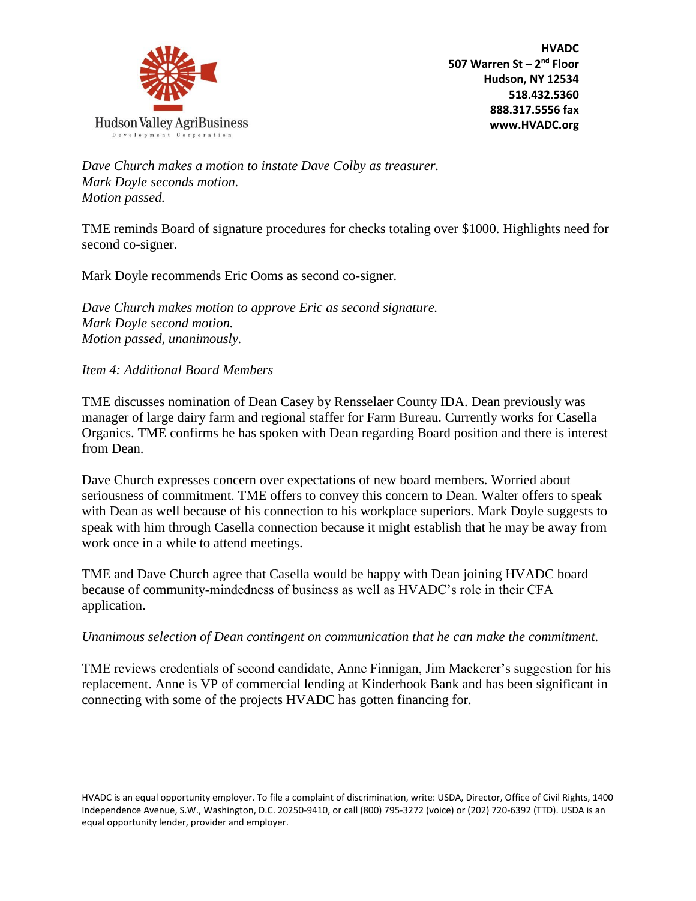*Dave Church makes a motion to instate Dave Colby as treasurer.*
*Mark Doyle seconds motion.*
*Motion passed.*

TME reminds Board of signature procedures for checks totaling over $1000. Highlights need for second co-signer.

Mark Doyle recommends Eric Ooms as second co-signer.

*Dave Church makes motion to approve Eric as second signature.*
*Mark Doyle second motion.*
*Motion passed, unanimously.*

*Item 4: Additional Board Members*

TME discusses nomination of Dean Casey by Rensselaer County IDA. Dean previously was manager of large dairy farm and regional staffer for Farm Bureau. Currently works for Casella Organics. TME confirms he has spoken with Dean regarding Board position and there is interest from Dean.

Dave Church expresses concern over expectations of new board members. Worried about seriousness of commitment. TME offers to convey this concern to Dean. Walter offers to speak with Dean as well because of his connection to his workplace superiors. Mark Doyle suggests to speak with him through Casella connection because it might establish that he may be away from work once in a while to attend meetings.

TME and Dave Church agree that Casella would be happy with Dean joining HVADC board because of community-mindedness of business as well as HVADC's role in their CFA application.

*Unanimous selection of Dean contingent on communication that he can make the commitment.*

TME reviews credentials of second candidate, Anne Finnigan, Jim Mackerer's suggestion for his replacement. Anne is VP of commercial lending at Kinderhook Bank and has been significant in connecting with some of the projects HVADC has gotten financing for.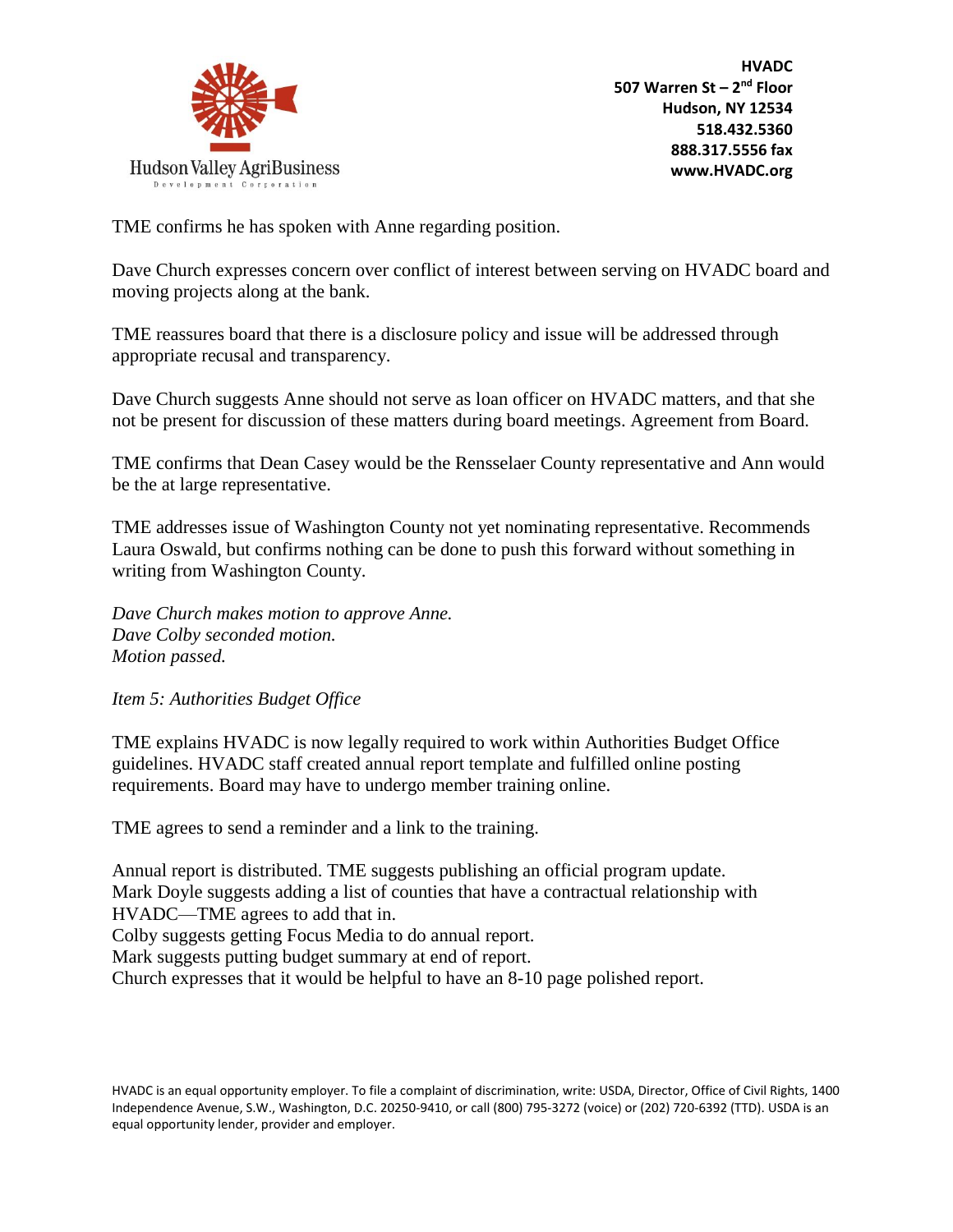TME confirms he has spoken with Anne regarding position.

Dave Church expresses concern over conflict of interest between serving on HVADC board and moving projects along at the bank.

TME reassures board that there is a disclosure policy and issue will be addressed through appropriate recusal and transparency.

Dave Church suggests Anne should not serve as loan officer on HVADC matters, and that she not be present for discussion of these matters during board meetings. Agreement from Board.

TME confirms that Dean Casey would be the Rensselaer County representative and Ann would be the at large representative.

TME addresses issue of Washington County not yet nominating representative. Recommends Laura Oswald, but confirms nothing can be done to push this forward without something in writing from Washington County.

*Dave Church makes motion to approve Anne.*
*Dave Colby seconded motion.*
*Motion passed.*

*Item 5: Authorities Budget Office*

TME explains HVADC is now legally required to work within Authorities Budget Office guidelines. HVADC staff created annual report template and fulfilled online posting requirements. Board may have to undergo member training online.

TME agrees to send a reminder and a link to the training.

Annual report is distributed. TME suggests publishing an official program update.
Mark Doyle suggests adding a list of counties that have a contractual relationship with HVADC—TME agrees to add that in.
Colby suggests getting Focus Media to do annual report.
Mark suggests putting budget summary at end of report.
Church expresses that it would be helpful to have an 8-10 page polished report.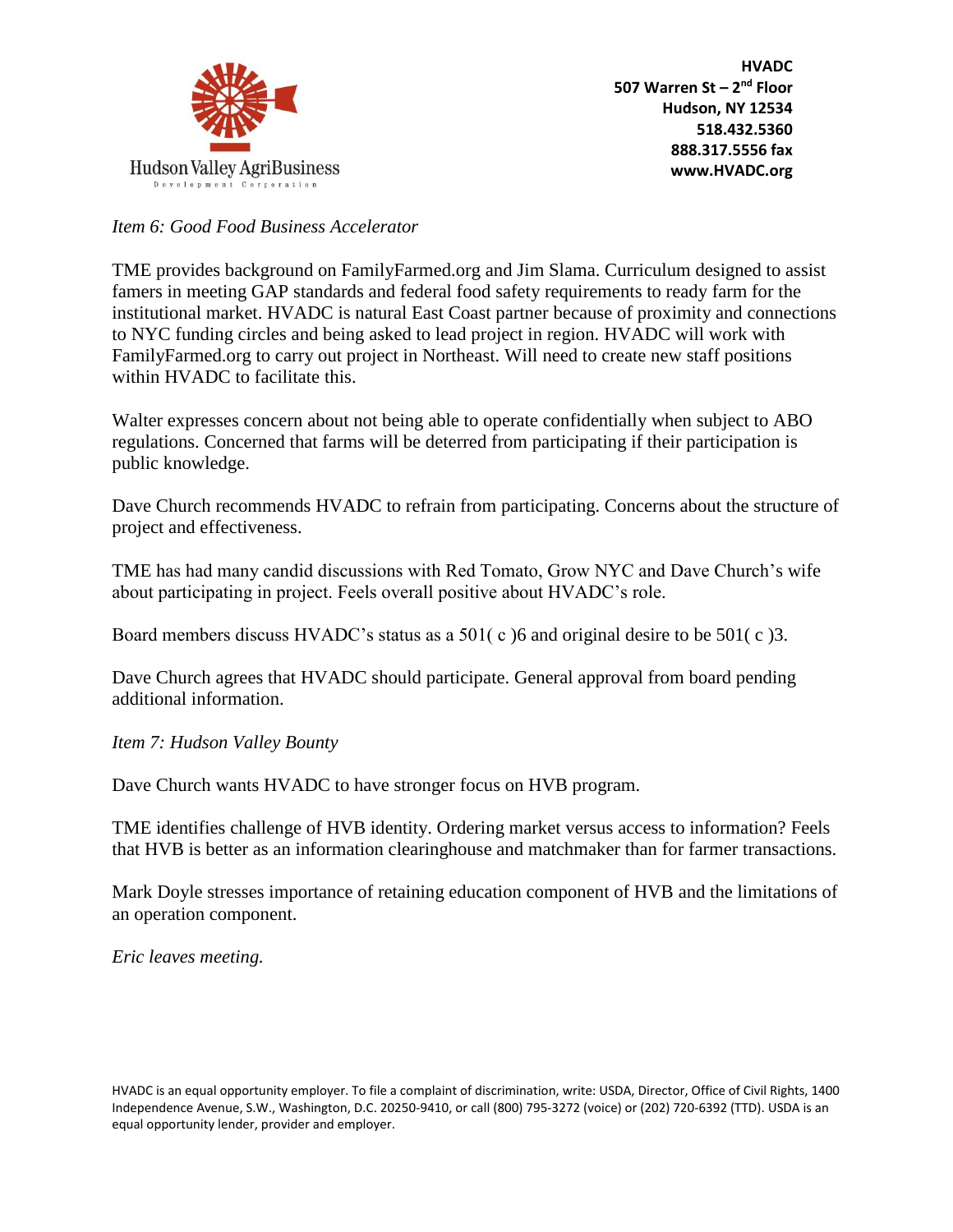*Item 6: Good Food Business Accelerator*

TME provides background on FamilyFarmed.org and Jim Slama. Curriculum designed to assist famers in meeting GAP standards and federal food safety requirements to ready farm for the institutional market. HVADC is natural East Coast partner because of proximity and connections to NYC funding circles and being asked to lead project in region. HVADC will work with FamilyFarmed.org to carry out project in Northeast. Will need to create new staff positions within HVADC to facilitate this.

Walter expresses concern about not being able to operate confidentially when subject to ABO regulations. Concerned that farms will be deterred from participating if their participation is public knowledge.

Dave Church recommends HVADC to refrain from participating. Concerns about the structure of project and effectiveness.

TME has had many candid discussions with Red Tomato, Grow NYC and Dave Church's wife about participating in project. Feels overall positive about HVADC's role.

Board members discuss HVADC's status as a 501( c )6 and original desire to be 501( c )3.

Dave Church agrees that HVADC should participate. General approval from board pending additional information.

*Item 7: Hudson Valley Bounty*

Dave Church wants HVADC to have stronger focus on HVB program.

TME identifies challenge of HVB identity. Ordering market versus access to information? Feels that HVB is better as an information clearinghouse and matchmaker than for farmer transactions.

Mark Doyle stresses importance of retaining education component of HVB and the limitations of an operation component.

*Eric leaves meeting.*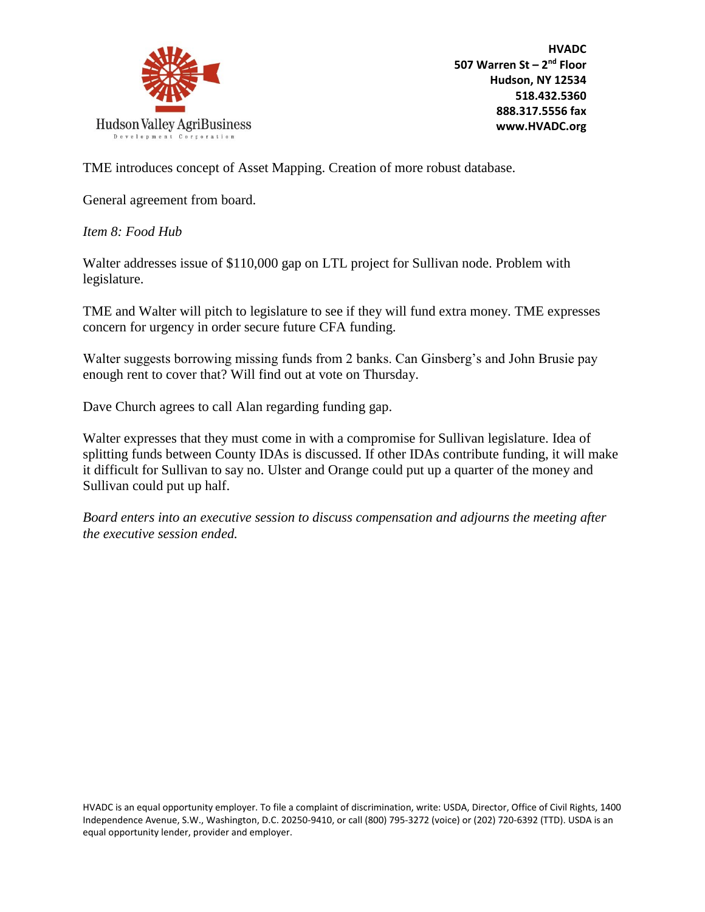TME introduces concept of Asset Mapping. Creation of more robust database.

General agreement from board.

*Item 8: Food Hub*

Walter addresses issue of $110,000 gap on LTL project for Sullivan node. Problem with legislature.

TME and Walter will pitch to legislature to see if they will fund extra money. TME expresses concern for urgency in order secure future CFA funding.

Walter suggests borrowing missing funds from 2 banks. Can Ginsberg's and John Brusie pay enough rent to cover that? Will find out at vote on Thursday.

Dave Church agrees to call Alan regarding funding gap.

Walter expresses that they must come in with a compromise for Sullivan legislature. Idea of splitting funds between County IDAs is discussed. If other IDAs contribute funding, it will make it difficult for Sullivan to say no. Ulster and Orange could put up a quarter of the money and Sullivan could put up half.

*Board enters into an executive session to discuss compensation and adjourns the meeting after the executive session ended.*